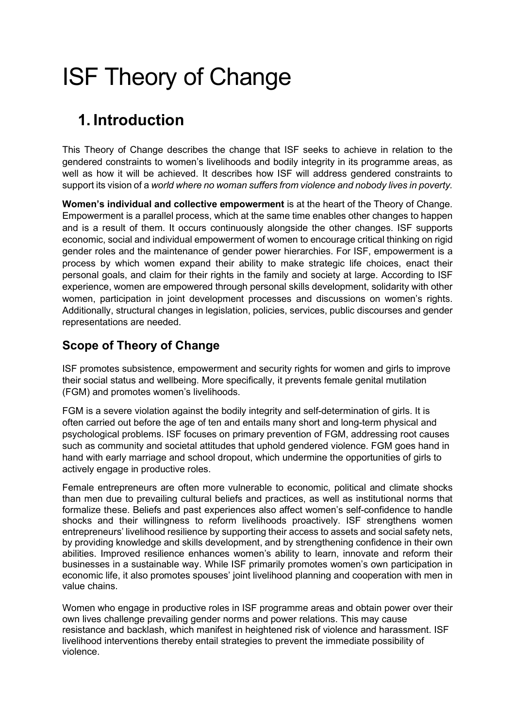# ISF Theory of Change

## 1. Introduction

This Theory of Change describes the change that ISF seeks to achieve in relation to the gendered constraints to women's livelihoods and bodily integrity in its programme areas, as well as how it will be achieved. It describes how ISF will address gendered constraints to support its vision of a *world where no woman suffers from violence and nobody lives in poverty.*

**Women's individual and collective empowerment** is at the heart of the Theory of Change. Empowerment is a parallel process, which at the same time enables other changes to happen and is a result of them. It occurs continuously alongside the other changes. ISF supports economic, social and individual empowerment of women to encourage critical thinking on rigid gender roles and the maintenance of gender power hierarchies. For ISF, empowerment is a process by which women expand their ability to make strategic life choices, enact their personal goals, and claim for their rights in the family and society at large. According to ISF experience, women are empowered through personal skills development, solidarity with other women, participation in joint development processes and discussions on women's rights. Additionally, structural changes in legislation, policies, services, public discourses and gender representations are needed.

### Scope of Theory of Change

ISF promotes subsistence, empowerment and security rights for women and girls to improve their social status and wellbeing. More specifically, it prevents female genital mutilation (FGM) and promotes women's livelihoods.

FGM is a severe violation against the bodily integrity and self-determination of girls. It is often carried out before the age of ten and entails many short and long-term physical and psychological problems. ISF focuses on primary prevention of FGM, addressing root causes such as community and societal attitudes that uphold gendered violence. FGM goes hand in hand with early marriage and school dropout, which undermine the opportunities of girls to actively engage in productive roles.

Female entrepreneurs are often more vulnerable to economic, political and climate shocks than men due to prevailing cultural beliefs and practices, as well as institutional norms that formalize these. Beliefs and past experiences also affect women's self-confidence to handle shocks and their willingness to reform livelihoods proactively. ISF strengthens women entrepreneurs' livelihood resilience by supporting their access to assets and social safety nets, by providing knowledge and skills development, and by strengthening confidence in their own abilities. Improved resilience enhances women's ability to learn, innovate and reform their businesses in a sustainable way. While ISF primarily promotes women's own participation in economic life, it also promotes spouses' joint livelihood planning and cooperation with men in value chains.

Women who engage in productive roles in ISF programme areas and obtain power over their own lives challenge prevailing gender norms and power relations. This may cause resistance and backlash, which manifest in heightened risk of violence and harassment. ISF livelihood interventions thereby entail strategies to prevent the immediate possibility of violence.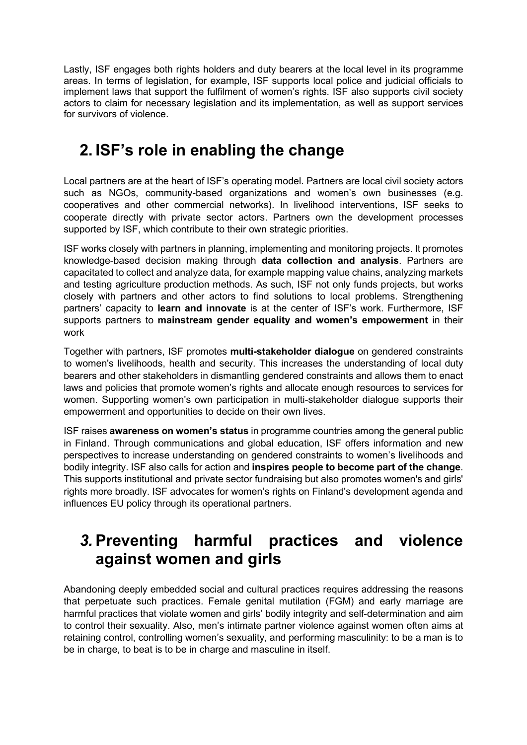Lastly, ISF engages both rights holders and duty bearers at the local level in its programme areas. In terms of legislation, for example, ISF supports local police and judicial officials to implement laws that support the fulfilment of women's rights. ISF also supports civil society actors to claim for necessary legislation and its implementation, as well as support services for survivors of violence.

## 2. ISF's role in enabling the change

Local partners are at the heart of ISF's operating model. Partners are local civil society actors such as NGOs, community-based organizations and women's own businesses (e.g. cooperatives and other commercial networks). In livelihood interventions, ISF seeks to cooperate directly with private sector actors. Partners own the development processes supported by ISF, which contribute to their own strategic priorities.

ISF works closely with partners in planning, implementing and monitoring projects. It promotes knowledge-based decision making through **data collection and analysis**. Partners are capacitated to collect and analyze data, for example mapping value chains, analyzing markets and testing agriculture production methods. As such, ISF not only funds projects, but works closely with partners and other actors to find solutions to local problems. Strengthening partners' capacity to **learn and innovate** is at the center of ISF's work. Furthermore, ISF supports partners to **mainstream gender equality and women's empowerment** in their work

Together with partners, ISF promotes **multi-stakeholder dialogue** on gendered constraints to women's livelihoods, health and security. This increases the understanding of local duty bearers and other stakeholders in dismantling gendered constraints and allows them to enact laws and policies that promote women's rights and allocate enough resources to services for women. Supporting women's own participation in multi-stakeholder dialogue supports their empowerment and opportunities to decide on their own lives.

ISF raises **awareness on women's status** in programme countries among the general public in Finland. Through communications and global education, ISF offers information and new perspectives to increase understanding on gendered constraints to women's livelihoods and bodily integrity. ISF also calls for action and **inspires people to become part of the change**. This supports institutional and private sector fundraising but also promotes women's and girls' rights more broadly. ISF advocates for women's rights on Finland's development agenda and influences EU policy through its operational partners.

## *3.* Preventing harmful practices and violence against women and girls

Abandoning deeply embedded social and cultural practices requires addressing the reasons that perpetuate such practices. Female genital mutilation (FGM) and early marriage are harmful practices that violate women and girls' bodily integrity and self-determination and aim to control their sexuality. Also, men's intimate partner violence against women often aims at retaining control, controlling women's sexuality, and performing masculinity: to be a man is to be in charge, to beat is to be in charge and masculine in itself.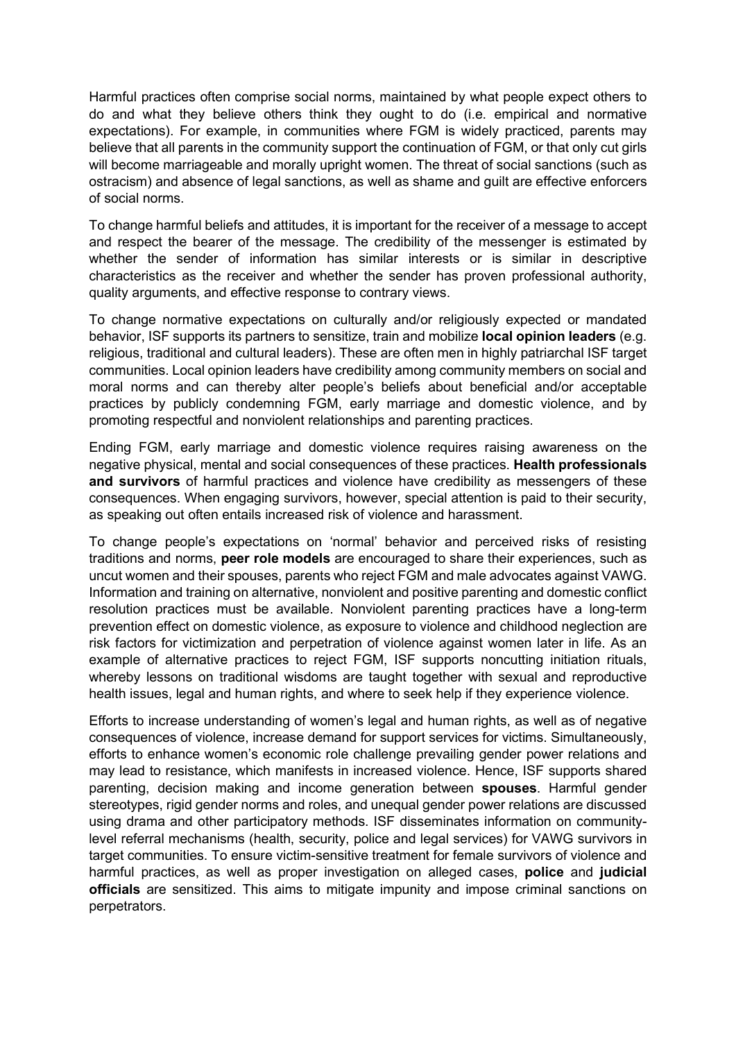Harmful practices often comprise social norms, maintained by what people expect others to do and what they believe others think they ought to do (i.e. empirical and normative expectations). For example, in communities where FGM is widely practiced, parents may believe that all parents in the community support the continuation of FGM, or that only cut girls will become marriageable and morally upright women. The threat of social sanctions (such as ostracism) and absence of legal sanctions, as well as shame and guilt are effective enforcers of social norms.

To change harmful beliefs and attitudes, it is important for the receiver of a message to accept and respect the bearer of the message. The credibility of the messenger is estimated by whether the sender of information has similar interests or is similar in descriptive characteristics as the receiver and whether the sender has proven professional authority, quality arguments, and effective response to contrary views.

To change normative expectations on culturally and/or religiously expected or mandated behavior, ISF supports its partners to sensitize, train and mobilize **local opinion leaders** (e.g. religious, traditional and cultural leaders). These are often men in highly patriarchal ISF target communities. Local opinion leaders have credibility among community members on social and moral norms and can thereby alter people's beliefs about beneficial and/or acceptable practices by publicly condemning FGM, early marriage and domestic violence, and by promoting respectful and nonviolent relationships and parenting practices.

Ending FGM, early marriage and domestic violence requires raising awareness on the negative physical, mental and social consequences of these practices. **Health professionals and survivors** of harmful practices and violence have credibility as messengers of these consequences. When engaging survivors, however, special attention is paid to their security, as speaking out often entails increased risk of violence and harassment.

To change people's expectations on 'normal' behavior and perceived risks of resisting traditions and norms, **peer role models** are encouraged to share their experiences, such as uncut women and their spouses, parents who reject FGM and male advocates against VAWG. Information and training on alternative, nonviolent and positive parenting and domestic conflict resolution practices must be available. Nonviolent parenting practices have a long-term prevention effect on domestic violence, as exposure to violence and childhood neglection are risk factors for victimization and perpetration of violence against women later in life. As an example of alternative practices to reject FGM, ISF supports noncutting initiation rituals, whereby lessons on traditional wisdoms are taught together with sexual and reproductive health issues, legal and human rights, and where to seek help if they experience violence.

Efforts to increase understanding of women's legal and human rights, as well as of negative consequences of violence, increase demand for support services for victims. Simultaneously, efforts to enhance women's economic role challenge prevailing gender power relations and may lead to resistance, which manifests in increased violence. Hence, ISF supports shared parenting, decision making and income generation between **spouses**. Harmful gender stereotypes, rigid gender norms and roles, and unequal gender power relations are discussed using drama and other participatory methods. ISF disseminates information on community-level referral mechanisms (health, security, police and legal services) for VAWG survivors in target communities. To ensure victim-sensitive treatment for female survivors of violence and harmful practices, as well as proper investigation on alleged cases, **police** and **judicial officials** are sensitized. This aims to mitigate impunity and impose criminal sanctions on perpetrators.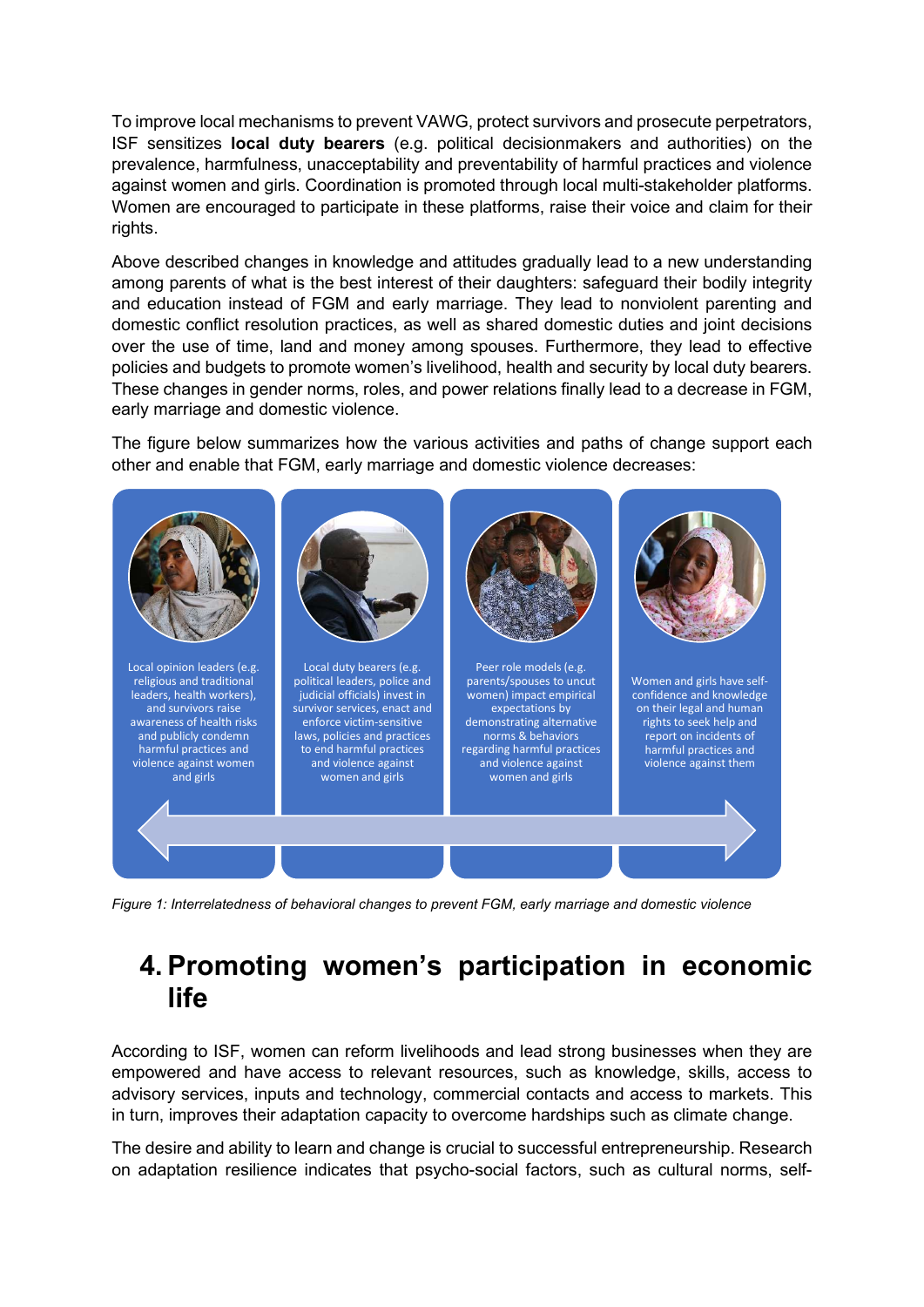To improve local mechanisms to prevent VAWG, protect survivors and prosecute perpetrators, ISF sensitizes **local duty bearers** (e.g. political decisionmakers and authorities) on the prevalence, harmfulness, unacceptability and preventability of harmful practices and violence against women and girls. Coordination is promoted through local multi-stakeholder platforms. Women are encouraged to participate in these platforms, raise their voice and claim for their rights.

Above described changes in knowledge and attitudes gradually lead to a new understanding among parents of what is the best interest of their daughters: safeguard their bodily integrity and education instead of FGM and early marriage. They lead to nonviolent parenting and domestic conflict resolution practices, as well as shared domestic duties and joint decisions over the use of time, land and money among spouses. Furthermore, they lead to effective policies and budgets to promote women's livelihood, health and security by local duty bearers. These changes in gender norms, roles, and power relations finally lead to a decrease in FGM, early marriage and domestic violence.

The figure below summarizes how the various activities and paths of change support each other and enable that FGM, early marriage and domestic violence decreases:

Local opinion leaders (e.g. religious and traditional leaders, health workers), and survivors raise awareness of health risks and publicly condemn harmful practices and violence against women and girls

Local duty bearers (e.g. political leaders, police and judicial officials) invest in survivor services, enact and enforce victim-sensitive laws, policies and practices to end harmful practices and violence against women and girls

Peer role models (e.g. parents/spouses to uncut women) impact empirical expectations by demonstrating alternative norms & behaviors regarding harmful practices and violence against women and girls

Women and girls have self-confidence and knowledge on their legal and human rights to seek help and report on incidents of harmful practices and violence against them

*Figure 1: Interrelatedness of behavioral changes to prevent FGM, early marriage and domestic violence*

# 4. Promoting women's participation in economic life

According to ISF, women can reform livelihoods and lead strong businesses when they are empowered and have access to relevant resources, such as knowledge, skills, access to advisory services, inputs and technology, commercial contacts and access to markets. This in turn, improves their adaptation capacity to overcome hardships such as climate change.

The desire and ability to learn and change is crucial to successful entrepreneurship. Research on adaptation resilience indicates that psycho-social factors, such as cultural norms, self-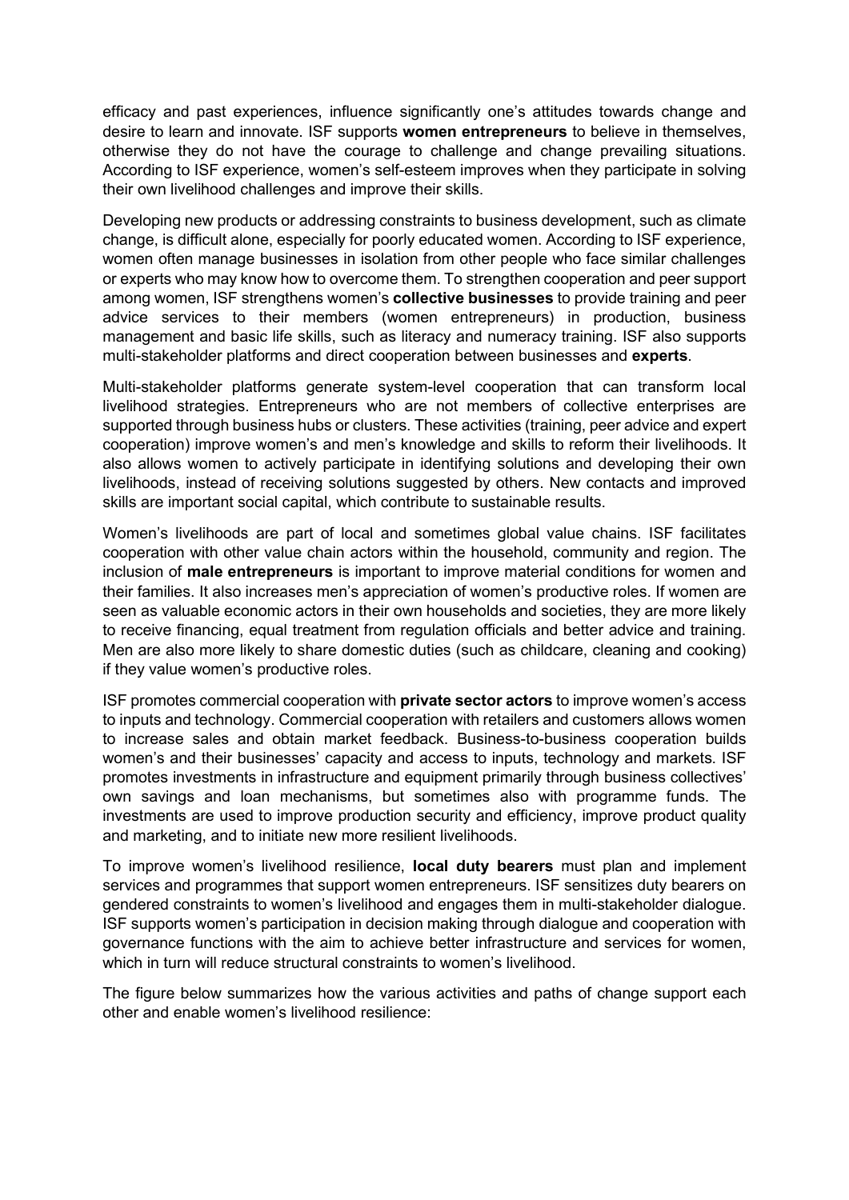efficacy and past experiences, influence significantly one's attitudes towards change and desire to learn and innovate. ISF supports **women entrepreneurs** to believe in themselves, otherwise they do not have the courage to challenge and change prevailing situations. According to ISF experience, women's self-esteem improves when they participate in solving their own livelihood challenges and improve their skills.

Developing new products or addressing constraints to business development, such as climate change, is difficult alone, especially for poorly educated women. According to ISF experience, women often manage businesses in isolation from other people who face similar challenges or experts who may know how to overcome them. To strengthen cooperation and peer support among women, ISF strengthens women's **collective businesses** to provide training and peer advice services to their members (women entrepreneurs) in production, business management and basic life skills, such as literacy and numeracy training. ISF also supports multi-stakeholder platforms and direct cooperation between businesses and **experts**.

Multi-stakeholder platforms generate system-level cooperation that can transform local livelihood strategies. Entrepreneurs who are not members of collective enterprises are supported through business hubs or clusters. These activities (training, peer advice and expert cooperation) improve women's and men's knowledge and skills to reform their livelihoods. It also allows women to actively participate in identifying solutions and developing their own livelihoods, instead of receiving solutions suggested by others. New contacts and improved skills are important social capital, which contribute to sustainable results.

Women's livelihoods are part of local and sometimes global value chains. ISF facilitates cooperation with other value chain actors within the household, community and region. The inclusion of **male entrepreneurs** is important to improve material conditions for women and their families. It also increases men's appreciation of women's productive roles. If women are seen as valuable economic actors in their own households and societies, they are more likely to receive financing, equal treatment from regulation officials and better advice and training. Men are also more likely to share domestic duties (such as childcare, cleaning and cooking) if they value women's productive roles.

ISF promotes commercial cooperation with **private sector actors** to improve women's access to inputs and technology. Commercial cooperation with retailers and customers allows women to increase sales and obtain market feedback. Business-to-business cooperation builds women's and their businesses' capacity and access to inputs, technology and markets. ISF promotes investments in infrastructure and equipment primarily through business collectives' own savings and loan mechanisms, but sometimes also with programme funds. The investments are used to improve production security and efficiency, improve product quality and marketing, and to initiate new more resilient livelihoods.

To improve women's livelihood resilience, **local duty bearers** must plan and implement services and programmes that support women entrepreneurs. ISF sensitizes duty bearers on gendered constraints to women's livelihood and engages them in multi-stakeholder dialogue. ISF supports women's participation in decision making through dialogue and cooperation with governance functions with the aim to achieve better infrastructure and services for women, which in turn will reduce structural constraints to women's livelihood.

The figure below summarizes how the various activities and paths of change support each other and enable women's livelihood resilience: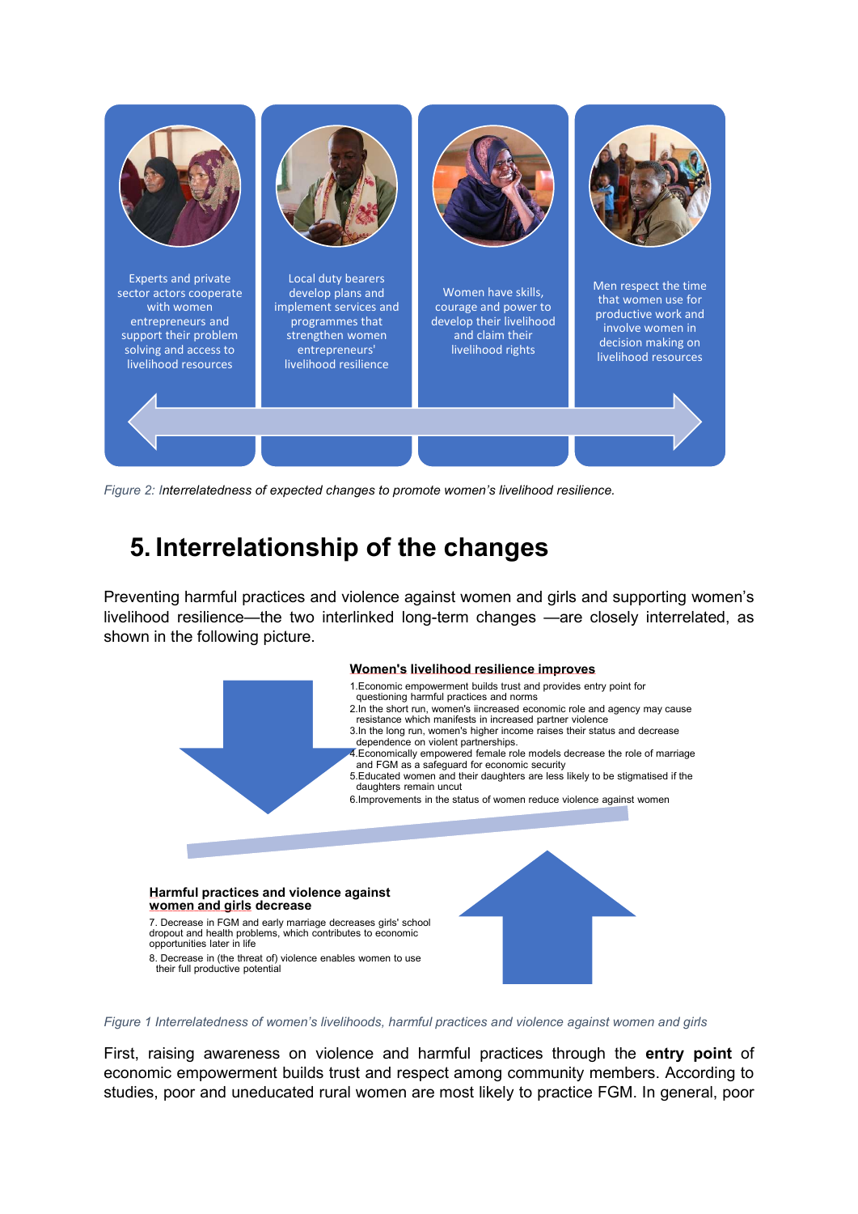Experts and private sector actors cooperate with women entrepreneurs and support their problem solving and access to livelihood resources

Local duty bearers develop plans and implement services and programmes that strengthen women entrepreneurs' livelihood resilience

Women have skills, courage and power to develop their livelihood and claim their livelihood rights

Men respect the time that women use for productive work and involve women in decision making on livelihood resources

*Figure 2: Interrelatedness of expected changes to promote women's livelihood resilience.*

# 5. Interrelationship of the changes

Preventing harmful practices and violence against women and girls and supporting women's livelihood resilience—the two interlinked long-term changes —are closely interrelated, as shown in the following picture.

**Women's livelihood resilience improves**

1. Economic empowerment builds trust and provides entry point for questioning harmful practices and norms
2. In the short run, women's iincreased economic role and agency may cause resistance which manifests in increased partner violence
3. In the long run, women's higher income raises their status and decrease dependence on violent partnerships.
4. Economically empowered female role models decrease the role of marriage and FGM as a safeguard for economic security
5. Educated women and their daughters are less likely to be stigmatised if the daughters remain uncut
6. Improvements in the status of women reduce violence against women

**Harmful practices and violence against women and girls decrease**

7. Decrease in FGM and early marriage decreases girls' school dropout and health problems, which contributes to economic opportunities later in life

8. Decrease in (the threat of) violence enables women to use their full productive potential

*Figure 1 Interrelatedness of women's livelihoods, harmful practices and violence against women and girls*

First, raising awareness on violence and harmful practices through the **entry point** of economic empowerment builds trust and respect among community members. According to studies, poor and uneducated rural women are most likely to practice FGM. In general, poor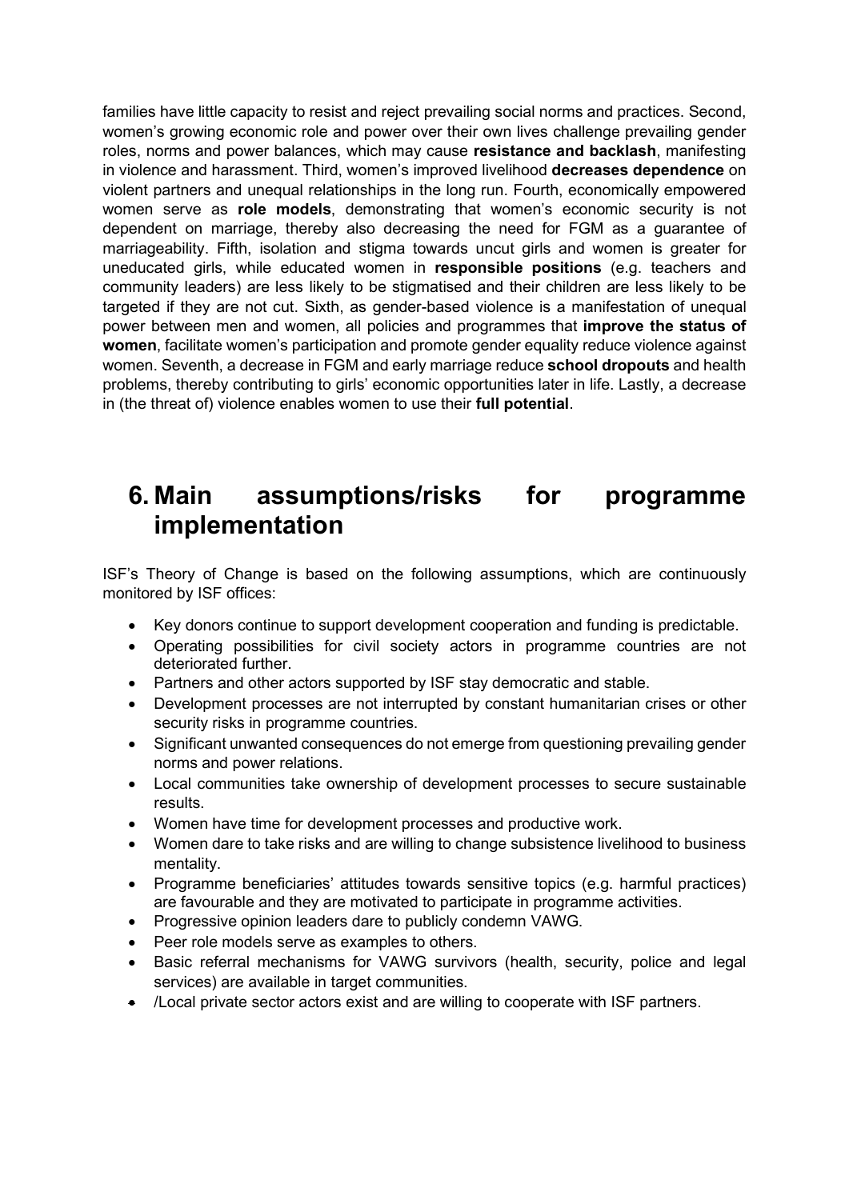families have little capacity to resist and reject prevailing social norms and practices. Second, women's growing economic role and power over their own lives challenge prevailing gender roles, norms and power balances, which may cause **resistance and backlash**, manifesting in violence and harassment. Third, women's improved livelihood **decreases dependence** on violent partners and unequal relationships in the long run. Fourth, economically empowered women serve as **role models**, demonstrating that women's economic security is not dependent on marriage, thereby also decreasing the need for FGM as a guarantee of marriageability. Fifth, isolation and stigma towards uncut girls and women is greater for uneducated girls, while educated women in **responsible positions** (e.g. teachers and community leaders) are less likely to be stigmatised and their children are less likely to be targeted if they are not cut. Sixth, as gender-based violence is a manifestation of unequal power between men and women, all policies and programmes that **improve the status of women**, facilitate women's participation and promote gender equality reduce violence against women. Seventh, a decrease in FGM and early marriage reduce **school dropouts** and health problems, thereby contributing to girls' economic opportunities later in life. Lastly, a decrease in (the threat of) violence enables women to use their **full potential**.

# 6. Main assumptions/risks for programme implementation

ISF's Theory of Change is based on the following assumptions, which are continuously monitored by ISF offices:

- Key donors continue to support development cooperation and funding is predictable.
- Operating possibilities for civil society actors in programme countries are not deteriorated further.
- Partners and other actors supported by ISF stay democratic and stable.
- Development processes are not interrupted by constant humanitarian crises or other security risks in programme countries.
- Significant unwanted consequences do not emerge from questioning prevailing gender norms and power relations.
- Local communities take ownership of development processes to secure sustainable results.
- Women have time for development processes and productive work.
- Women dare to take risks and are willing to change subsistence livelihood to business mentality.
- Programme beneficiaries' attitudes towards sensitive topics (e.g. harmful practices) are favourable and they are motivated to participate in programme activities.
- Progressive opinion leaders dare to publicly condemn VAWG.
- Peer role models serve as examples to others.
- Basic referral mechanisms for VAWG survivors (health, security, police and legal services) are available in target communities.
- /Local private sector actors exist and are willing to cooperate with ISF partners.